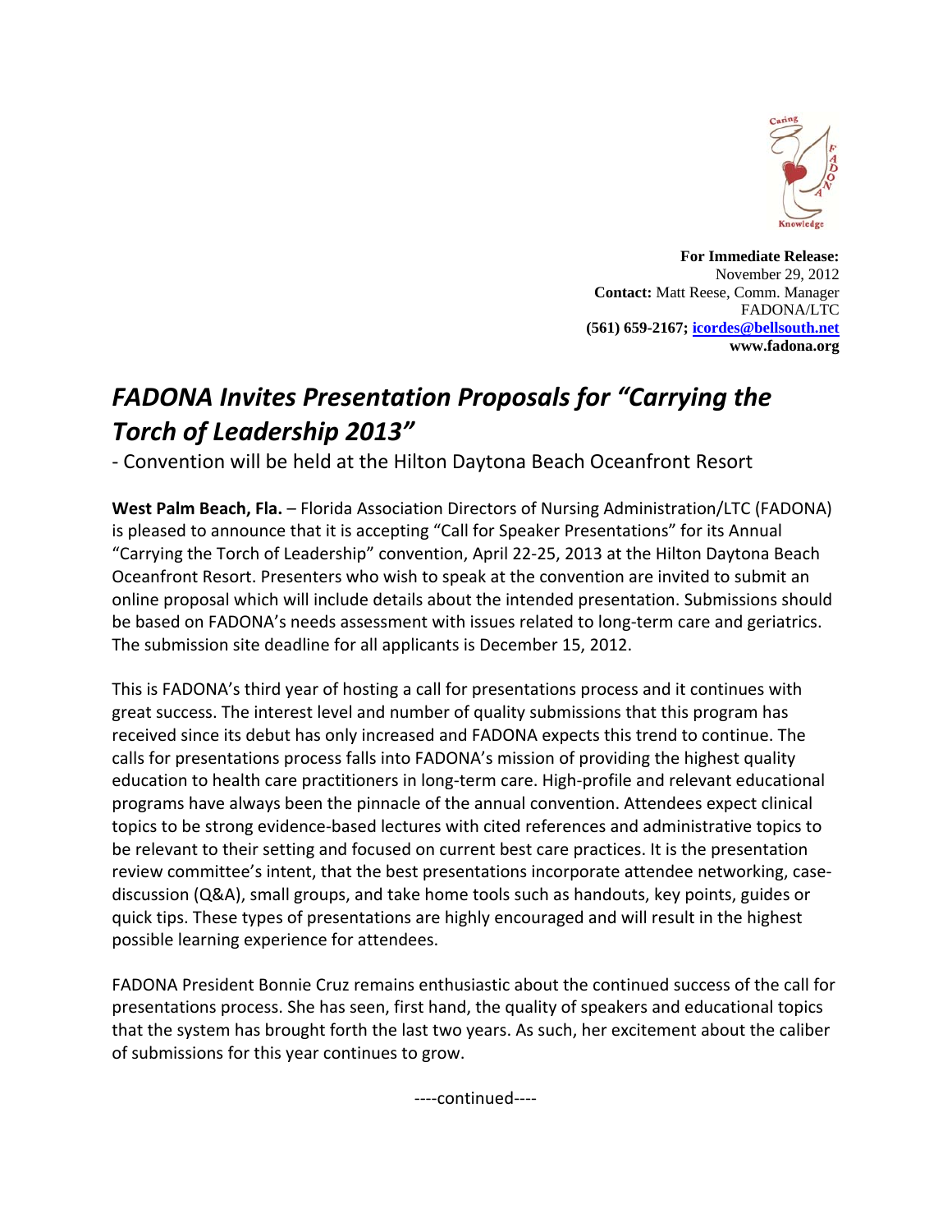**For Immediate Release:**
November 29, 2012
**Contact:** Matt Reese, Comm. Manager
FADONA/LTC
**(561) 659-2167; icordes@bellsouth.net**
**www.fadona.org**

# *FADONA Invites Presentation Proposals for "Carrying the Torch of Leadership 2013"*

- Convention will be held at the Hilton Daytona Beach Oceanfront Resort

**West Palm Beach, Fla.** – Florida Association Directors of Nursing Administration/LTC (FADONA) is pleased to announce that it is accepting "Call for Speaker Presentations" for its Annual "Carrying the Torch of Leadership" convention, April 22-25, 2013 at the Hilton Daytona Beach Oceanfront Resort. Presenters who wish to speak at the convention are invited to submit an online proposal which will include details about the intended presentation. Submissions should be based on FADONA's needs assessment with issues related to long-term care and geriatrics. The submission site deadline for all applicants is December 15, 2012.

This is FADONA's third year of hosting a call for presentations process and it continues with great success. The interest level and number of quality submissions that this program has received since its debut has only increased and FADONA expects this trend to continue. The calls for presentations process falls into FADONA's mission of providing the highest quality education to health care practitioners in long-term care. High-profile and relevant educational programs have always been the pinnacle of the annual convention. Attendees expect clinical topics to be strong evidence-based lectures with cited references and administrative topics to be relevant to their setting and focused on current best care practices. It is the presentation review committee's intent, that the best presentations incorporate attendee networking, case-discussion (Q&A), small groups, and take home tools such as handouts, key points, guides or quick tips. These types of presentations are highly encouraged and will result in the highest possible learning experience for attendees.

FADONA President Bonnie Cruz remains enthusiastic about the continued success of the call for presentations process. She has seen, first hand, the quality of speakers and educational topics that the system has brought forth the last two years. As such, her excitement about the caliber of submissions for this year continues to grow.

----continued----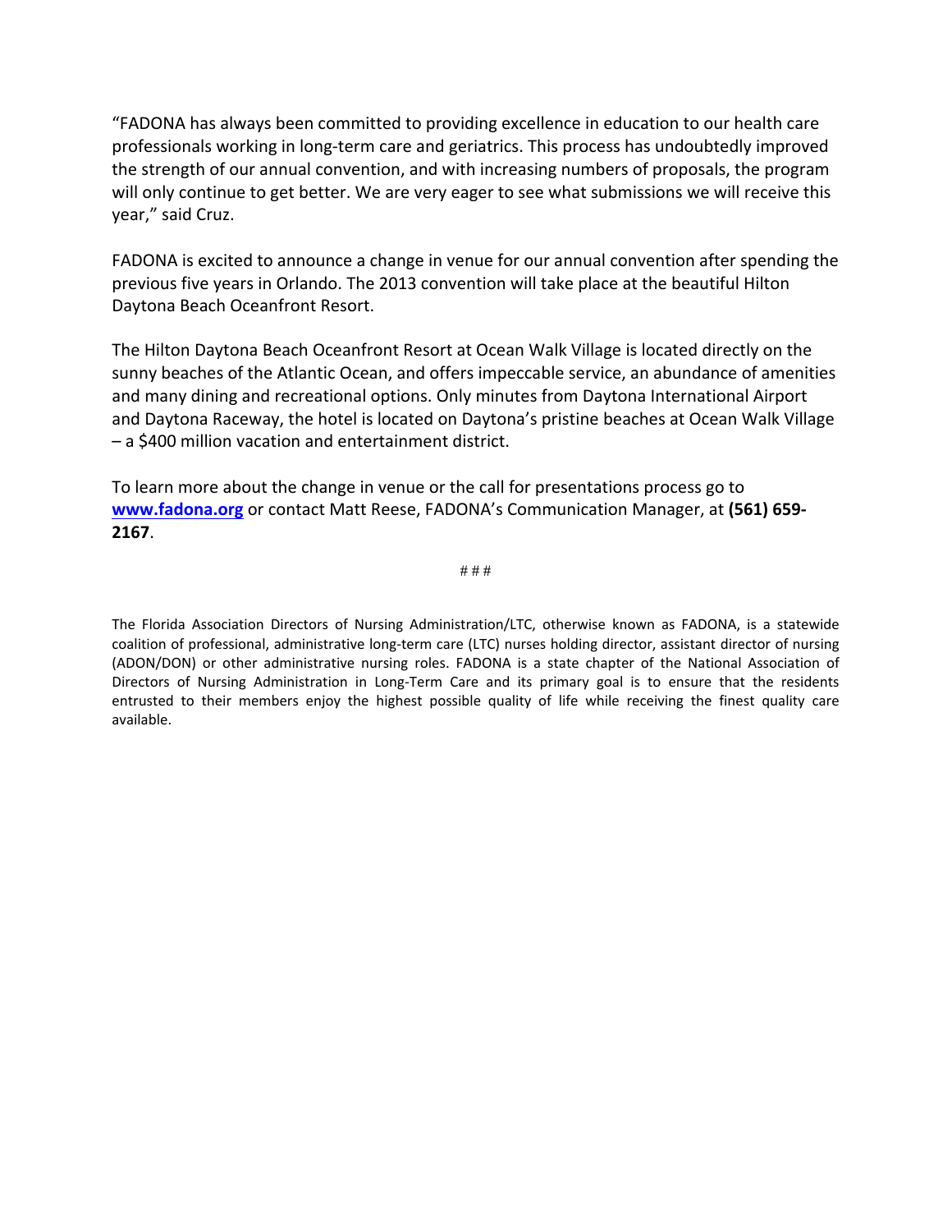"FADONA has always been committed to providing excellence in education to our health care professionals working in long-term care and geriatrics. This process has undoubtedly improved the strength of our annual convention, and with increasing numbers of proposals, the program will only continue to get better. We are very eager to see what submissions we will receive this year," said Cruz.

FADONA is excited to announce a change in venue for our annual convention after spending the previous five years in Orlando. The 2013 convention will take place at the beautiful Hilton Daytona Beach Oceanfront Resort.

The Hilton Daytona Beach Oceanfront Resort at Ocean Walk Village is located directly on the sunny beaches of the Atlantic Ocean, and offers impeccable service, an abundance of amenities and many dining and recreational options. Only minutes from Daytona International Airport and Daytona Raceway, the hotel is located on Daytona's pristine beaches at Ocean Walk Village – a $400 million vacation and entertainment district.

To learn more about the change in venue or the call for presentations process go to **www.fadona.org** or contact Matt Reese, FADONA's Communication Manager, at **(561) 659-2167**.

# # #

The Florida Association Directors of Nursing Administration/LTC, otherwise known as FADONA, is a statewide coalition of professional, administrative long-term care (LTC) nurses holding director, assistant director of nursing (ADON/DON) or other administrative nursing roles. FADONA is a state chapter of the National Association of Directors of Nursing Administration in Long-Term Care and its primary goal is to ensure that the residents entrusted to their members enjoy the highest possible quality of life while receiving the finest quality care available.